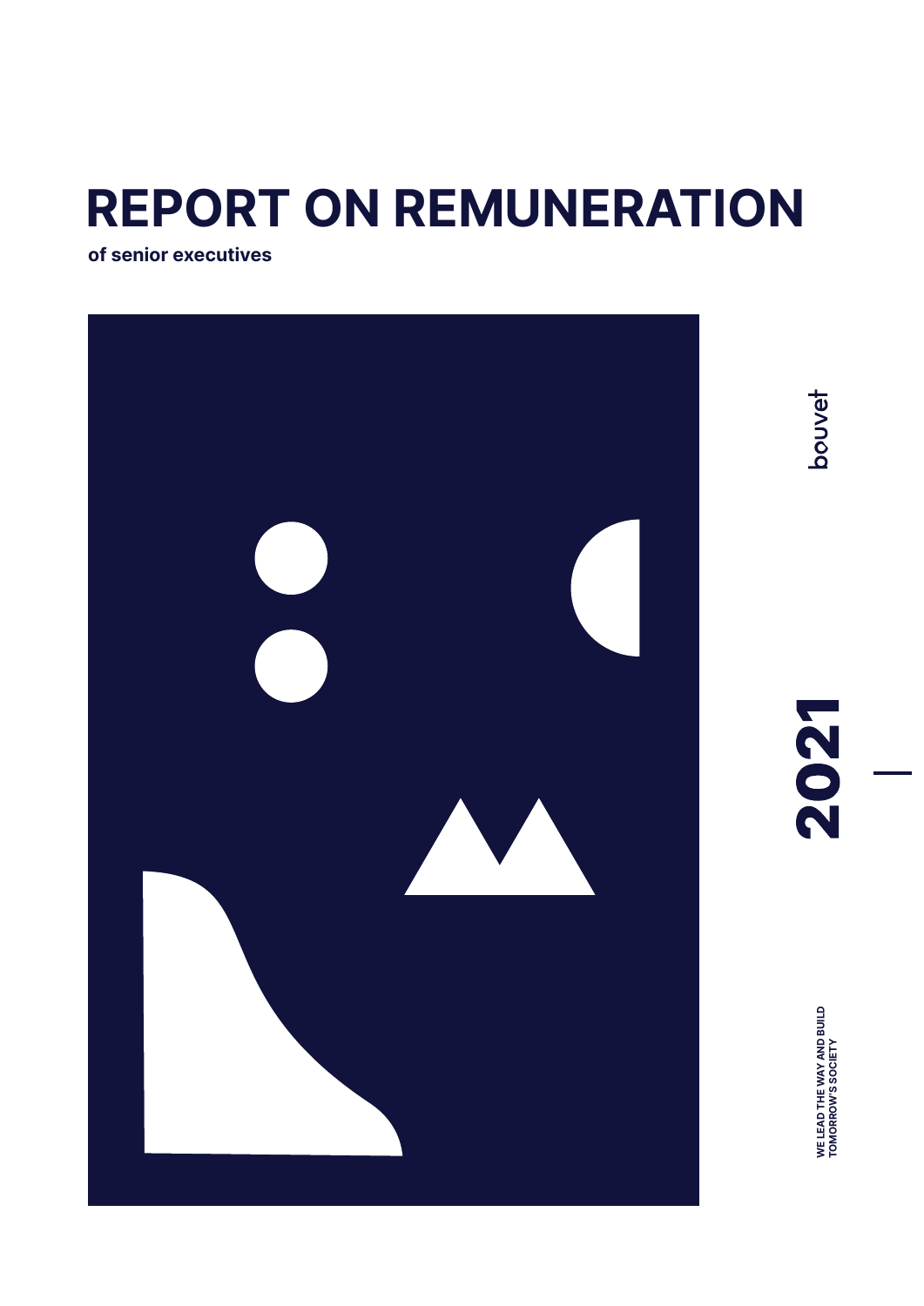# REPORT ON REMUNERATION

**of senior executives**

bouvet

**2021**

**WE LEAD THE WAY AND BUILD TOMORROW'S SOCIETY**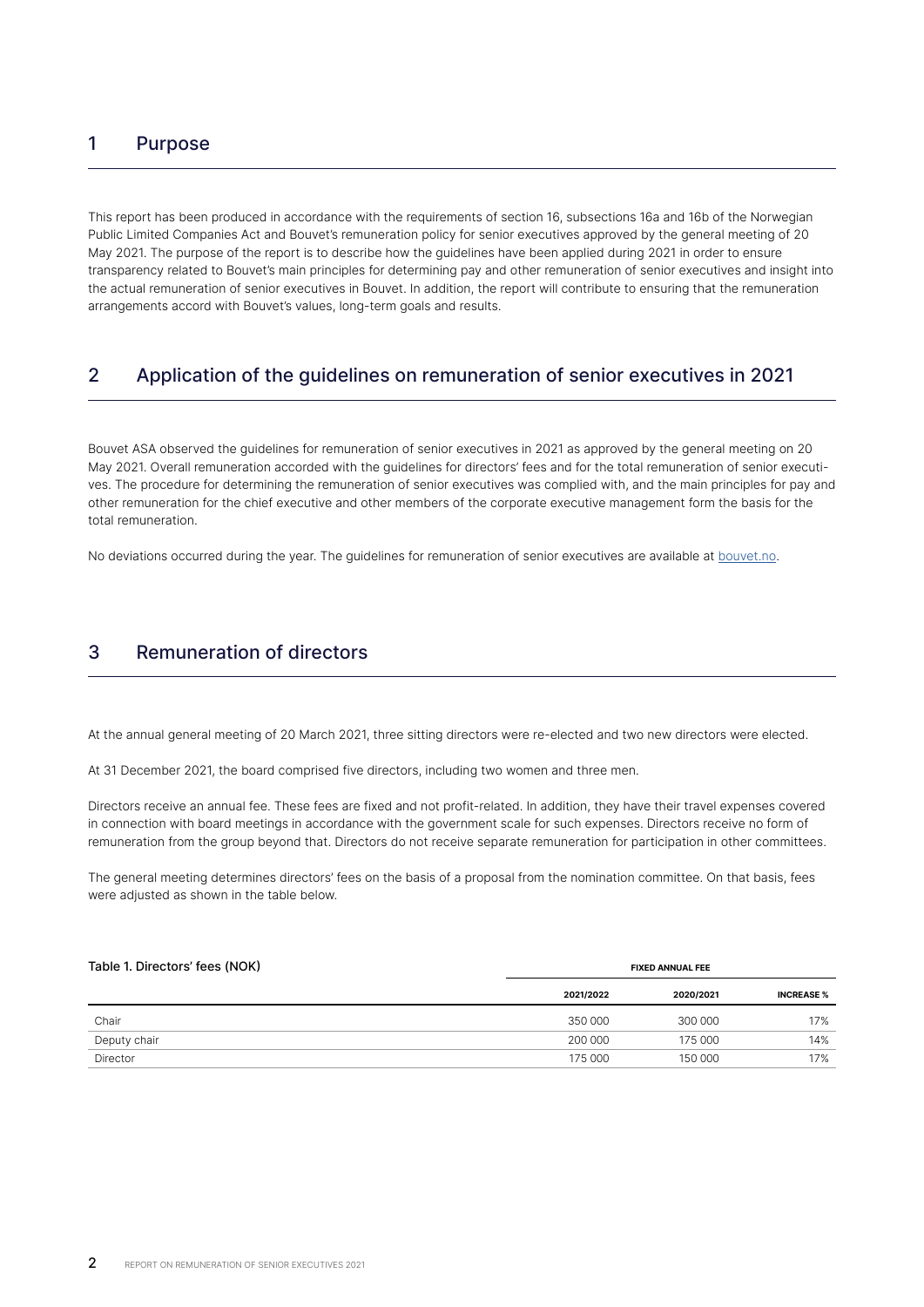## 1 Purpose

This report has been produced in accordance with the requirements of section 16, subsections 16a and 16b of the Norwegian Public Limited Companies Act and Bouvet's remuneration policy for senior executives approved by the general meeting of 20 May 2021. The purpose of the report is to describe how the guidelines have been applied during 2021 in order to ensure transparency related to Bouvet's main principles for determining pay and other remuneration of senior executives and insight into the actual remuneration of senior executives in Bouvet. In addition, the report will contribute to ensuring that the remuneration arrangements accord with Bouvet's values, long-term goals and results.

## 2 Application of the guidelines on remuneration of senior executives in 2021

Bouvet ASA observed the guidelines for remuneration of senior executives in 2021 as approved by the general meeting on 20 May 2021. Overall remuneration accorded with the guidelines for directors' fees and for the total remuneration of senior executives. The procedure for determining the remuneration of senior executives was complied with, and the main principles for pay and other remuneration for the chief executive and other members of the corporate executive management form the basis for the total remuneration.

No deviations occurred during the year. The guidelines for remuneration of senior executives are available at bouvet.no.

## 3 Remuneration of directors

At the annual general meeting of 20 March 2021, three sitting directors were re-elected and two new directors were elected.

At 31 December 2021, the board comprised five directors, including two women and three men.

Directors receive an annual fee. These fees are fixed and not profit-related. In addition, they have their travel expenses covered in connection with board meetings in accordance with the government scale for such expenses. Directors receive no form of remuneration from the group beyond that. Directors do not receive separate remuneration for participation in other committees.

The general meeting determines directors' fees on the basis of a proposal from the nomination committee. On that basis, fees were adjusted as shown in the table below.

Table 1. Directors' fees (NOK)

| | FIXED ANNUAL FEE | | |
|---|---|---|---|
| | 2021/2022 | 2020/2021 | INCREASE % |
| Chair | 350 000 | 300 000 | 17% |
| Deputy chair | 200 000 | 175 000 | 14% |
| Director | 175 000 | 150 000 | 17% |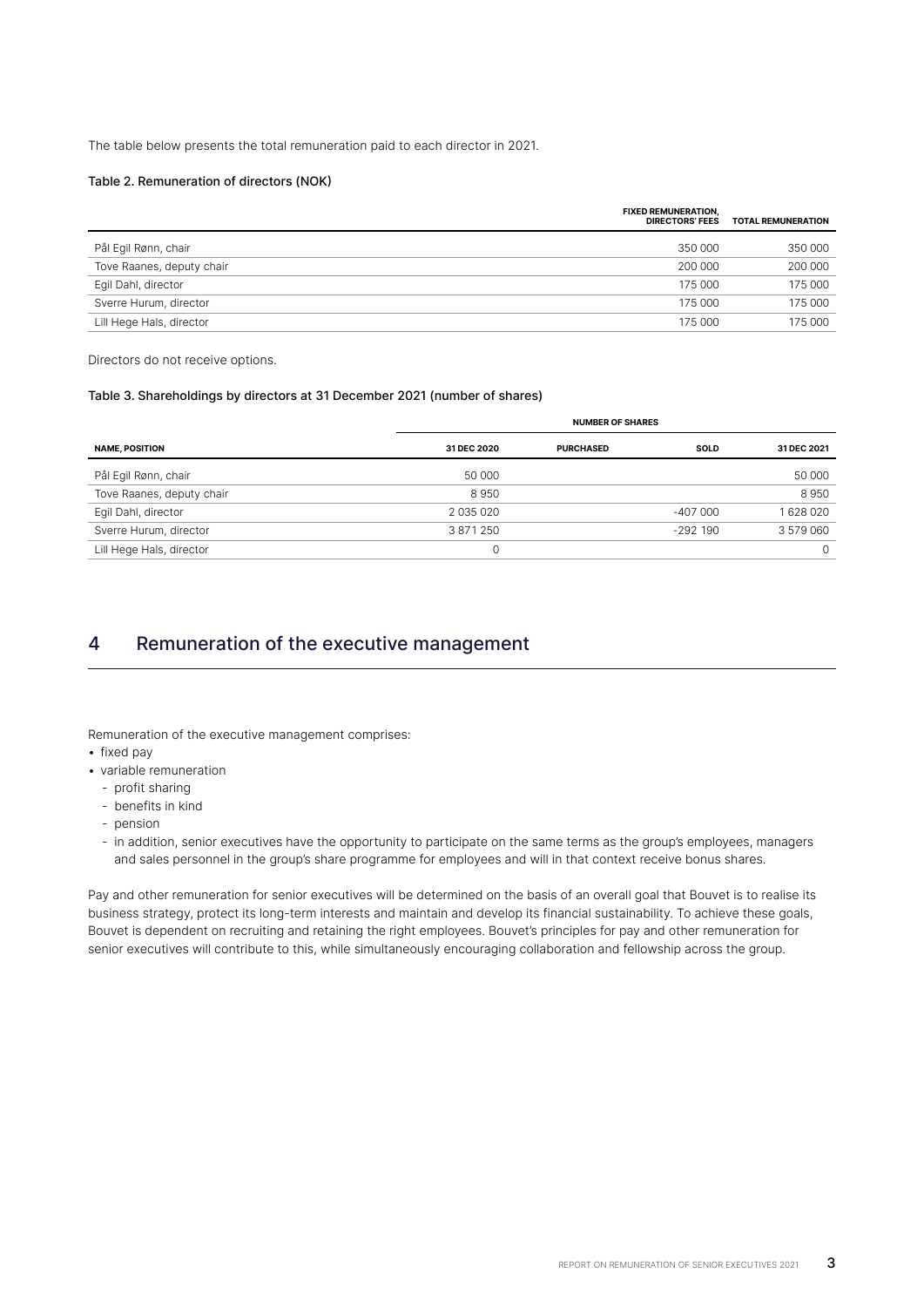The table below presents the total remuneration paid to each director in 2021.

Table 2. Remuneration of directors (NOK)

| | FIXED REMUNERATION, DIRECTORS' FEES | TOTAL REMUNERATION |
|---|---|---|
| Pål Egil Rønn, chair | 350 000 | 350 000 |
| Tove Raanes, deputy chair | 200 000 | 200 000 |
| Egil Dahl, director | 175 000 | 175 000 |
| Sverre Hurum, director | 175 000 | 175 000 |
| Lill Hege Hals, director | 175 000 | 175 000 |

Directors do not receive options.

Table 3. Shareholdings by directors at 31 December 2021 (number of shares)

| | NUMBER OF SHARES | | | |
|---|---|---|---|---|
| NAME, POSITION | 31 DEC 2020 | PURCHASED | SOLD | 31 DEC 2021 |
| Pål Egil Rønn, chair | 50 000 | | | 50 000 |
| Tove Raanes, deputy chair | 8 950 | | | 8 950 |
| Egil Dahl, director | 2 035 020 | | -407 000 | 1 628 020 |
| Sverre Hurum, director | 3 871 250 | | -292 190 | 3 579 060 |
| Lill Hege Hals, director | 0 | | | 0 |

# 4 Remuneration of the executive management

Remuneration of the executive management comprises:

- fixed pay
- variable remuneration
  - profit sharing
  - benefits in kind
  - pension
  - in addition, senior executives have the opportunity to participate on the same terms as the group's employees, managers and sales personnel in the group's share programme for employees and will in that context receive bonus shares.

Pay and other remuneration for senior executives will be determined on the basis of an overall goal that Bouvet is to realise its business strategy, protect its long-term interests and maintain and develop its financial sustainability. To achieve these goals, Bouvet is dependent on recruiting and retaining the right employees. Bouvet's principles for pay and other remuneration for senior executives will contribute to this, while simultaneously encouraging collaboration and fellowship across the group.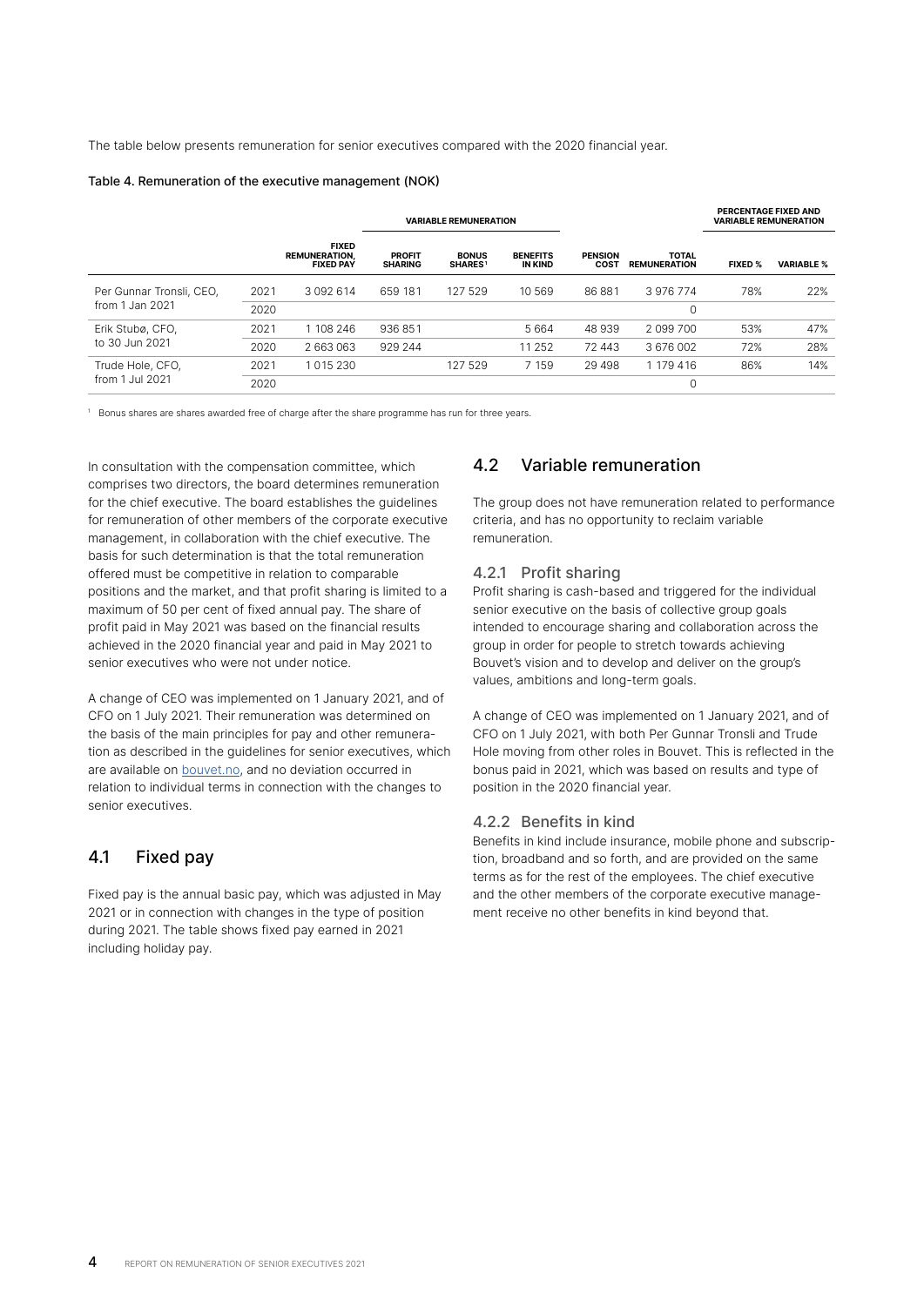The table below presents remuneration for senior executives compared with the 2020 financial year.

Table 4. Remuneration of the executive management (NOK)

| | | | VARIABLE REMUNERATION | | | | | PERCENTAGE FIXED AND VARIABLE REMUNERATION | |
|---|---|---|---|---|---|---|---|---|---|
| | | FIXED REMUNERATION, FIXED PAY | PROFIT SHARING | BONUS SHARES[1] | BENEFITS IN KIND | PENSION COST | TOTAL REMUNERATION | FIXED % | VARIABLE % |
| Per Gunnar Tronsli, CEO, from 1 Jan 2021 | 2021 | 3 092 614 | 659 181 | 127 529 | 10 569 | 86 881 | 3 976 774 | 78% | 22% |
| | 2020 | | | | | | 0 | | |
| Erik Stubø, CFO, to 30 Jun 2021 | 2021 | 1 108 246 | 936 851 | | 5 664 | 48 939 | 2 099 700 | 53% | 47% |
| | 2020 | 2 663 063 | 929 244 | | 11 252 | 72 443 | 3 676 002 | 72% | 28% |
| Trude Hole, CFO, from 1 Jul 2021 | 2021 | 1 015 230 | | 127 529 | 7 159 | 29 498 | 1 179 416 | 86% | 14% |
| | 2020 | | | | | | 0 | | |

[1] Bonus shares are shares awarded free of charge after the share programme has run for three years.

In consultation with the compensation committee, which comprises two directors, the board determines remuneration for the chief executive. The board establishes the guidelines for remuneration of other members of the corporate executive management, in collaboration with the chief executive. The basis for such determination is that the total remuneration offered must be competitive in relation to comparable positions and the market, and that profit sharing is limited to a maximum of 50 per cent of fixed annual pay. The share of profit paid in May 2021 was based on the financial results achieved in the 2020 financial year and paid in May 2021 to senior executives who were not under notice.

A change of CEO was implemented on 1 January 2021, and of CFO on 1 July 2021. Their remuneration was determined on the basis of the main principles for pay and other remuneration as described in the guidelines for senior executives, which are available on bouvet.no, and no deviation occurred in relation to individual terms in connection with the changes to senior executives.

## 4.1 Fixed pay

Fixed pay is the annual basic pay, which was adjusted in May 2021 or in connection with changes in the type of position during 2021. The table shows fixed pay earned in 2021 including holiday pay.

## 4.2 Variable remuneration

The group does not have remuneration related to performance criteria, and has no opportunity to reclaim variable remuneration.

### 4.2.1 Profit sharing

Profit sharing is cash-based and triggered for the individual senior executive on the basis of collective group goals intended to encourage sharing and collaboration across the group in order for people to stretch towards achieving Bouvet's vision and to develop and deliver on the group's values, ambitions and long-term goals.

A change of CEO was implemented on 1 January 2021, and of CFO on 1 July 2021, with both Per Gunnar Tronsli and Trude Hole moving from other roles in Bouvet. This is reflected in the bonus paid in 2021, which was based on results and type of position in the 2020 financial year.

### 4.2.2 Benefits in kind

Benefits in kind include insurance, mobile phone and subscription, broadband and so forth, and are provided on the same terms as for the rest of the employees. The chief executive and the other members of the corporate executive management receive no other benefits in kind beyond that.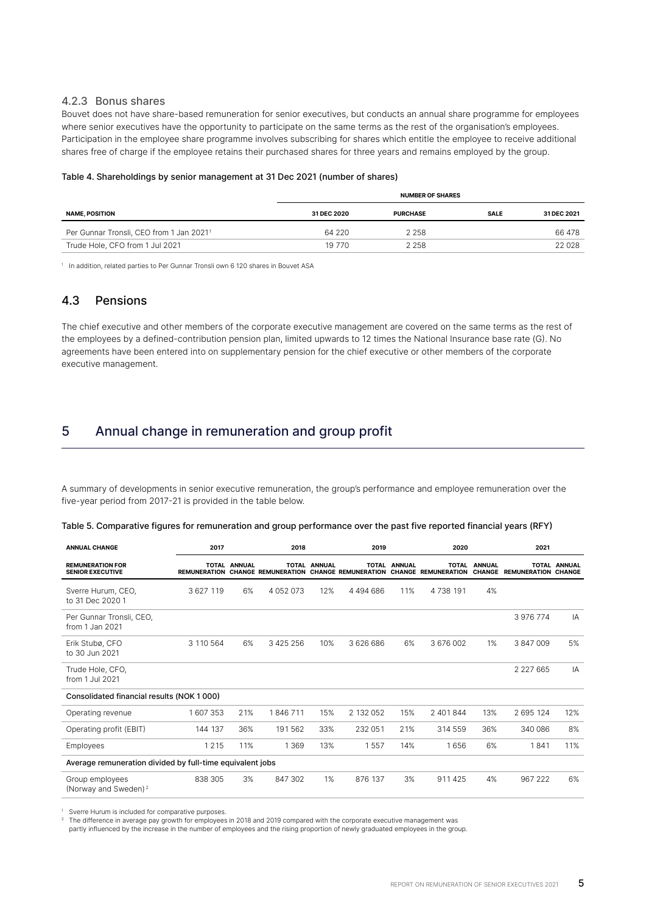### 4.2.3 Bonus shares

Bouvet does not have share-based remuneration for senior executives, but conducts an annual share programme for employees where senior executives have the opportunity to participate on the same terms as the rest of the organisation's employees. Participation in the employee share programme involves subscribing for shares which entitle the employee to receive additional shares free of charge if the employee retains their purchased shares for three years and remains employed by the group.

Table 4. Shareholdings by senior management at 31 Dec 2021 (number of shares)

| | NUMBER OF SHARES | | | |
|---|---|---|---|---|
| **NAME, POSITION** | **31 DEC 2020** | **PURCHASE** | **SALE** | **31 DEC 2021** |
| Per Gunnar Tronsli, CEO from 1 Jan 2021[1] | 64 220 | 2 258 | | 66 478 |
| Trude Hole, CFO from 1 Jul 2021 | 19 770 | 2 258 | | 22 028 |

[1] In addition, related parties to Per Gunnar Tronsli own 6 120 shares in Bouvet ASA

## 4.3 Pensions

The chief executive and other members of the corporate executive management are covered on the same terms as the rest of the employees by a defined-contribution pension plan, limited upwards to 12 times the National Insurance base rate (G). No agreements have been entered into on supplementary pension for the chief executive or other members of the corporate executive management.

# 5 Annual change in remuneration and group profit

A summary of developments in senior executive remuneration, the group's performance and employee remuneration over the five-year period from 2017-21 is provided in the table below.

Table 5. Comparative figures for remuneration and group performance over the past five reported financial years (RFY)

| **ANNUAL CHANGE** | **2017** | | **2018** | | **2019** | | **2020** | | **2021** | |
|---|---|---|---|---|---|---|---|---|---|---|
| **REMUNERATION FOR SENIOR EXECUTIVE** | **TOTAL REMUNERATION** | **ANNUAL CHANGE** | **TOTAL REMUNERATION** | **ANNUAL CHANGE** | **TOTAL REMUNERATION** | **ANNUAL CHANGE** | **TOTAL REMUNERATION** | **ANNUAL CHANGE** | **TOTAL REMUNERATION** | **ANNUAL CHANGE** |
| Sverre Hurum, CEO, to 31 Dec 2020 1 | 3 627 119 | 6% | 4 052 073 | 12% | 4 494 686 | 11% | 4 738 191 | 4% | | |
| Per Gunnar Tronsli, CEO, from 1 Jan 2021 | | | | | | | | | 3 976 774 | IA |
| Erik Stubø, CFO to 30 Jun 2021 | 3 110 564 | 6% | 3 425 256 | 10% | 3 626 686 | 6% | 3 676 002 | 1% | 3 847 009 | 5% |
| Trude Hole, CFO, from 1 Jul 2021 | | | | | | | | | 2 227 665 | IA |
| Consolidated financial results (NOK 1 000) | | | | | | | | | | |
| Operating revenue | 1 607 353 | 21% | 1 846 711 | 15% | 2 132 052 | 15% | 2 401 844 | 13% | 2 695 124 | 12% |
| Operating profit (EBIT) | 144 137 | 36% | 191 562 | 33% | 232 051 | 21% | 314 559 | 36% | 340 086 | 8% |
| Employees | 1 215 | 11% | 1 369 | 13% | 1 557 | 14% | 1 656 | 6% | 1 841 | 11% |
| Average remuneration divided by full-time equivalent jobs | | | | | | | | | | |
| Group employees (Norway and Sweden)[2] | 838 305 | 3% | 847 302 | 1% | 876 137 | 3% | 911 425 | 4% | 967 222 | 6% |

[1] Sverre Hurum is included for comparative purposes.

[2] The difference in average pay growth for employees in 2018 and 2019 compared with the corporate executive management was partly influenced by the increase in the number of employees and the rising proportion of newly graduated employees in the group.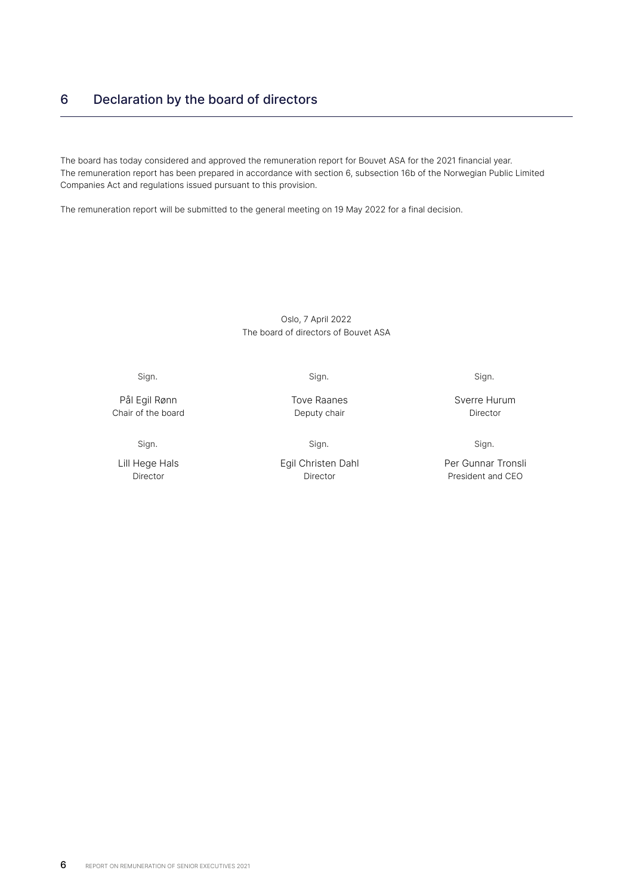## 6 Declaration by the board of directors

The board has today considered and approved the remuneration report for Bouvet ASA for the 2021 financial year. The remuneration report has been prepared in accordance with section 6, subsection 16b of the Norwegian Public Limited Companies Act and regulations issued pursuant to this provision.

The remuneration report will be submitted to the general meeting on 19 May 2022 for a final decision.

Oslo, 7 April 2022
The board of directors of Bouvet ASA

| Sign. | Sign. | Sign. |
|---|---|---|
| Pål Egil Rønn<br>Chair of the board | Tove Raanes<br>Deputy chair | Sverre Hurum<br>Director |
| Sign. | Sign. | Sign. |
| Lill Hege Hals<br>Director | Egil Christen Dahl<br>Director | Per Gunnar Tronsli<br>President and CEO |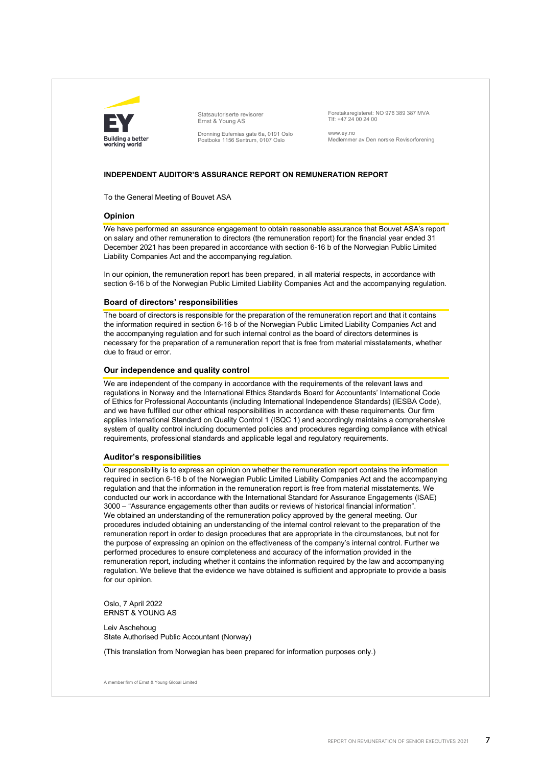Statsautoriserte revisorer
Ernst & Young AS

Dronning Eufemias gate 6a, 0191 Oslo
Postboks 1156 Sentrum, 0107 Oslo

Foretaksregisteret: NO 976 389 387 MVA
Tlf: +47 24 00 24 00

www.ey.no
Medlemmer av Den norske Revisorforening

**INDEPENDENT AUDITOR'S ASSURANCE REPORT ON REMUNERATION REPORT**

To the General Meeting of Bouvet ASA

## Opinion

We have performed an assurance engagement to obtain reasonable assurance that Bouvet ASA's report on salary and other remuneration to directors (the remuneration report) for the financial year ended 31 December 2021 has been prepared in accordance with section 6-16 b of the Norwegian Public Limited Liability Companies Act and the accompanying regulation.

In our opinion, the remuneration report has been prepared, in all material respects, in accordance with section 6-16 b of the Norwegian Public Limited Liability Companies Act and the accompanying regulation.

## Board of directors' responsibilities

The board of directors is responsible for the preparation of the remuneration report and that it contains the information required in section 6-16 b of the Norwegian Public Limited Liability Companies Act and the accompanying regulation and for such internal control as the board of directors determines is necessary for the preparation of a remuneration report that is free from material misstatements, whether due to fraud or error.

## Our independence and quality control

We are independent of the company in accordance with the requirements of the relevant laws and regulations in Norway and the International Ethics Standards Board for Accountants' International Code of Ethics for Professional Accountants (including International Independence Standards) (IESBA Code), and we have fulfilled our other ethical responsibilities in accordance with these requirements. Our firm applies International Standard on Quality Control 1 (ISQC 1) and accordingly maintains a comprehensive system of quality control including documented policies and procedures regarding compliance with ethical requirements, professional standards and applicable legal and regulatory requirements.

## Auditor's responsibilities

Our responsibility is to express an opinion on whether the remuneration report contains the information required in section 6-16 b of the Norwegian Public Limited Liability Companies Act and the accompanying regulation and that the information in the remuneration report is free from material misstatements. We conducted our work in accordance with the International Standard for Assurance Engagements (ISAE) 3000 – "Assurance engagements other than audits or reviews of historical financial information". We obtained an understanding of the remuneration policy approved by the general meeting. Our procedures included obtaining an understanding of the internal control relevant to the preparation of the remuneration report in order to design procedures that are appropriate in the circumstances, but not for the purpose of expressing an opinion on the effectiveness of the company's internal control. Further we performed procedures to ensure completeness and accuracy of the information provided in the remuneration report, including whether it contains the information required by the law and accompanying regulation. We believe that the evidence we have obtained is sufficient and appropriate to provide a basis for our opinion.

Oslo, 7 April 2022
ERNST & YOUNG AS

Leiv Aschehoug
State Authorised Public Accountant (Norway)

(This translation from Norwegian has been prepared for information purposes only.)

A member firm of Ernst & Young Global Limited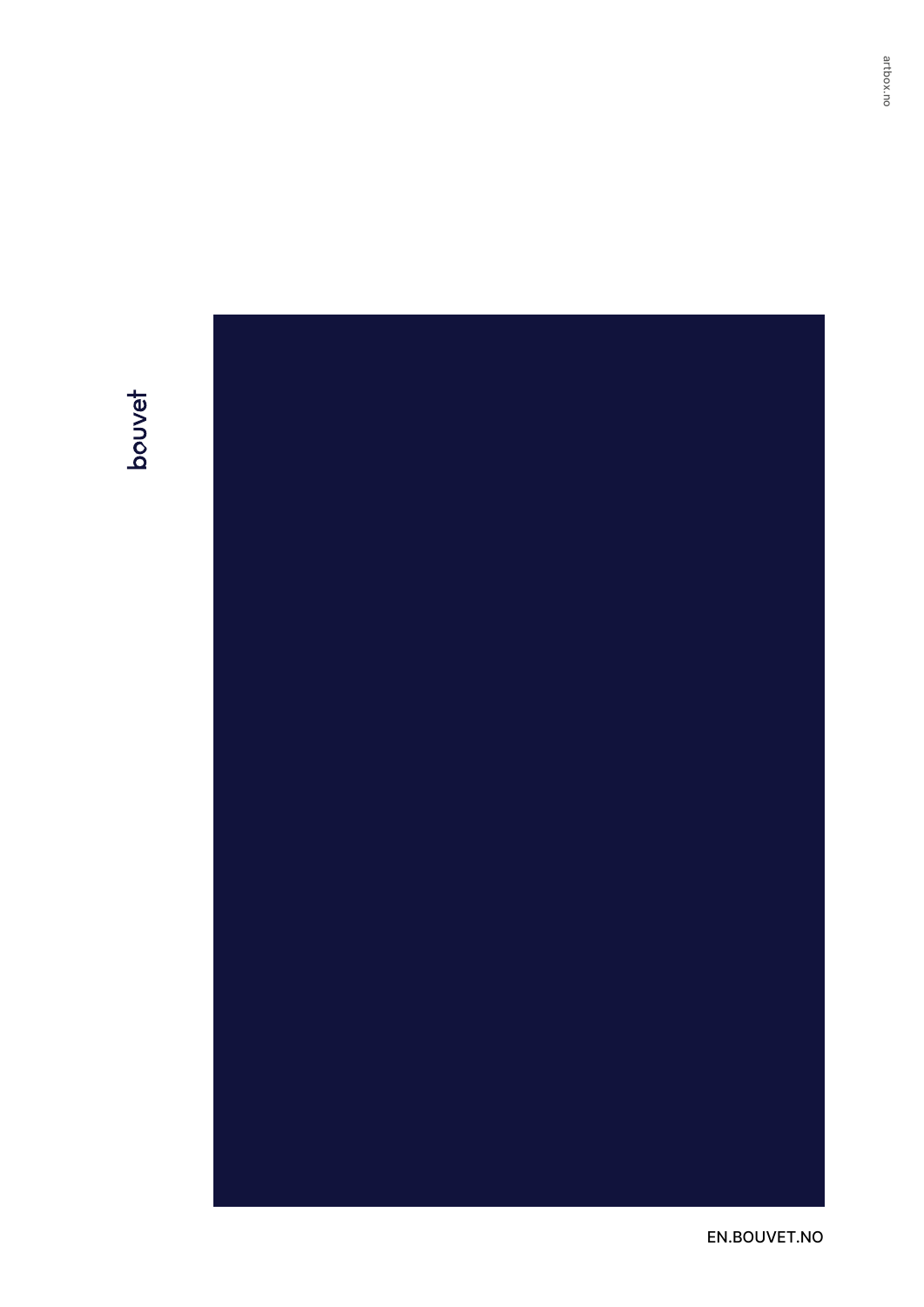bouvet

EN.BOUVET.NO

artbox.no